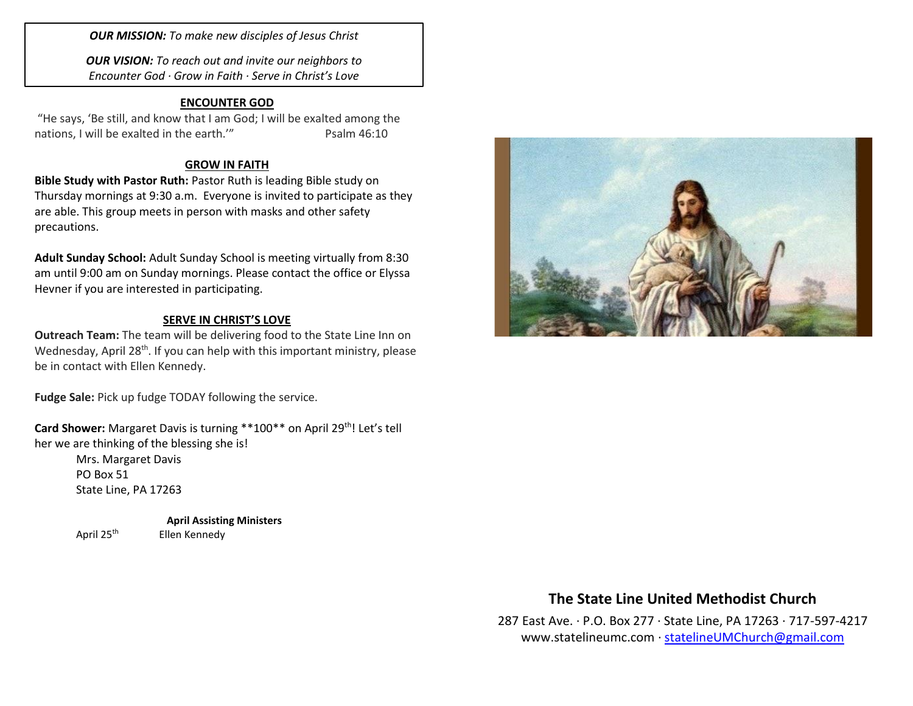***OUR MISSION:*** *To make new disciples of Jesus Christ*

***OUR VISION:*** *To reach out and invite our neighbors to Encounter God · Grow in Faith · Serve in Christ's Love*

## ENCOUNTER GOD

"He says, 'Be still, and know that I am God; I will be exalted among the nations, I will be exalted in the earth.'" Psalm 46:10

## GROW IN FAITH

**Bible Study with Pastor Ruth:** Pastor Ruth is leading Bible study on Thursday mornings at 9:30 a.m. Everyone is invited to participate as they are able. This group meets in person with masks and other safety precautions.

**Adult Sunday School:** Adult Sunday School is meeting virtually from 8:30 am until 9:00 am on Sunday mornings. Please contact the office or Elyssa Hevner if you are interested in participating.

## SERVE IN CHRIST'S LOVE

**Outreach Team:** The team will be delivering food to the State Line Inn on Wednesday, April 28th. If you can help with this important ministry, please be in contact with Ellen Kennedy.

**Fudge Sale:** Pick up fudge TODAY following the service.

**Card Shower:** Margaret Davis is turning **100** on April 29th! Let's tell her we are thinking of the blessing she is!

Mrs. Margaret Davis
PO Box 51
State Line, PA 17263

**April Assisting Ministers**

April 25th Ellen Kennedy

## The State Line United Methodist Church

287 East Ave. · P.O. Box 277 · State Line, PA 17263 · 717-597-4217
www.statelineumc.com · statelineUMChurch@gmail.com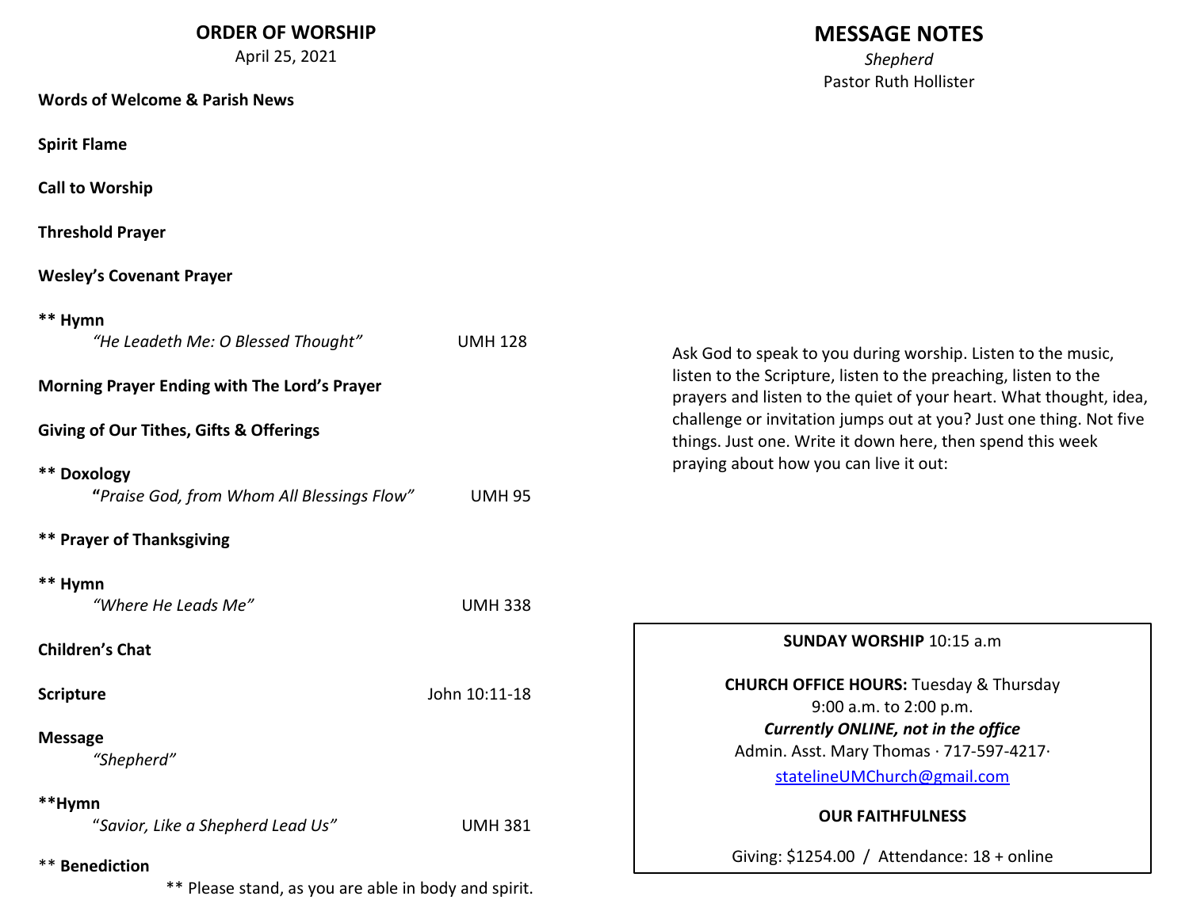## ORDER OF WORSHIP

April 25, 2021

**Words of Welcome & Parish News**

**Spirit Flame**

**Call to Worship**

**Threshold Prayer**

**Wesley's Covenant Prayer**

**\*\* Hymn**
*"He Leadeth Me: O Blessed Thought"* UMH 128

**Morning Prayer Ending with The Lord's Prayer**

**Giving of Our Tithes, Gifts & Offerings**

**\*\* Doxology**
**"***Praise God, from Whom All Blessings Flow"* UMH 95

**\*\* Prayer of Thanksgiving**

**\*\* Hymn**
*"Where He Leads Me"* UMH 338

**Children's Chat**

**Scripture** John 10:11-18

**Message**
*"Shepherd"*

**\*\*Hymn**
"*Savior, Like a Shepherd Lead Us"* UMH 381

\*\* **Benediction**

\*\* Please stand, as you are able in body and spirit.

## MESSAGE NOTES

*Shepherd*
Pastor Ruth Hollister

Ask God to speak to you during worship. Listen to the music, listen to the Scripture, listen to the preaching, listen to the prayers and listen to the quiet of your heart. What thought, idea, challenge or invitation jumps out at you? Just one thing. Not five things. Just one. Write it down here, then spend this week praying about how you can live it out:

**SUNDAY WORSHIP** 10:15 a.m

**CHURCH OFFICE HOURS:** Tuesday & Thursday
9:00 a.m. to 2:00 p.m.
***Currently ONLINE, not in the office***
Admin. Asst. Mary Thomas · 717-597-4217·
statelineUMChurch@gmail.com

**OUR FAITHFULNESS**

Giving: $1254.00 / Attendance: 18 + online